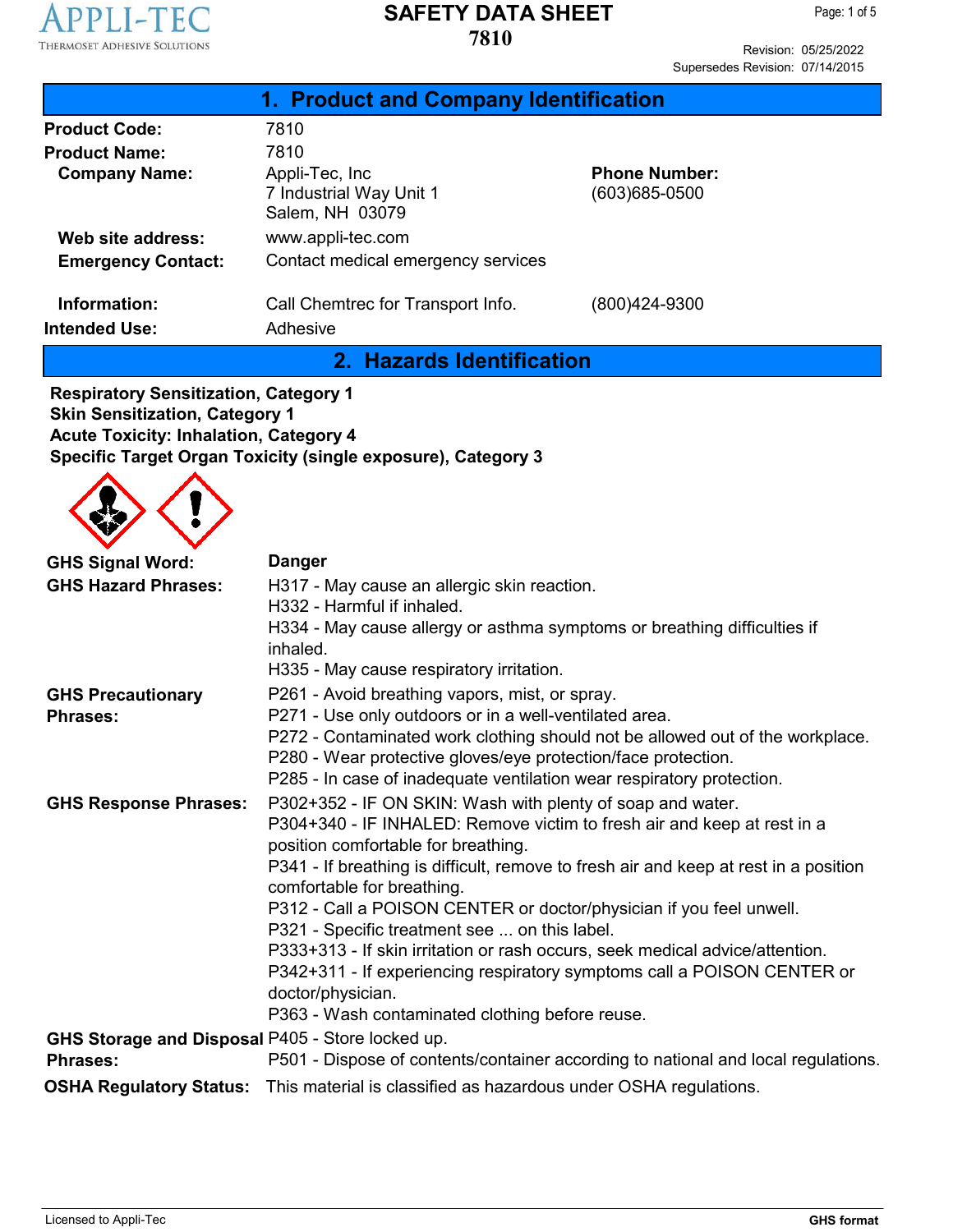# SAFETY DATA SHEET

## 7810

Revision: 05/25/2022
Supersedes Revision: 07/14/2015

## 1. Product and Company Identification

| | | | |
|---|---|---|---|
| **Product Code:** | 7810 | | |
| **Product Name:** | 7810 | | |
| **Company Name:** | Appli-Tec, Inc<br>7 Industrial Way Unit 1<br>Salem, NH 03079 | **Phone Number:** | (603)685-0500 |
| **Web site address:** | www.appli-tec.com | | |
| **Emergency Contact:** | Contact medical emergency services | | |
| **Information:** | Call Chemtrec for Transport Info. | | (800)424-9300 |
| **Intended Use:** | Adhesive | | |

## 2. Hazards Identification

**Respiratory Sensitization, Category 1**
**Skin Sensitization, Category 1**
**Acute Toxicity: Inhalation, Category 4**
**Specific Target Organ Toxicity (single exposure), Category 3**

**GHS Signal Word:** **Danger**

**GHS Hazard Phrases:**
H317 - May cause an allergic skin reaction.
H332 - Harmful if inhaled.
H334 - May cause allergy or asthma symptoms or breathing difficulties if inhaled.
H335 - May cause respiratory irritation.

**GHS Precautionary Phrases:**
P261 - Avoid breathing vapors, mist, or spray.
P271 - Use only outdoors or in a well-ventilated area.
P272 - Contaminated work clothing should not be allowed out of the workplace.
P280 - Wear protective gloves/eye protection/face protection.
P285 - In case of inadequate ventilation wear respiratory protection.

**GHS Response Phrases:**
P302+352 - IF ON SKIN: Wash with plenty of soap and water.
P304+340 - IF INHALED: Remove victim to fresh air and keep at rest in a position comfortable for breathing.
P341 - If breathing is difficult, remove to fresh air and keep at rest in a position comfortable for breathing.
P312 - Call a POISON CENTER or doctor/physician if you feel unwell.
P321 - Specific treatment see ... on this label.
P333+313 - If skin irritation or rash occurs, seek medical advice/attention.
P342+311 - If experiencing respiratory symptoms call a POISON CENTER or doctor/physician.
P363 - Wash contaminated clothing before reuse.

**GHS Storage and Disposal Phrases:**
P405 - Store locked up.
P501 - Dispose of contents/container according to national and local regulations.

**OSHA Regulatory Status:** This material is classified as hazardous under OSHA regulations.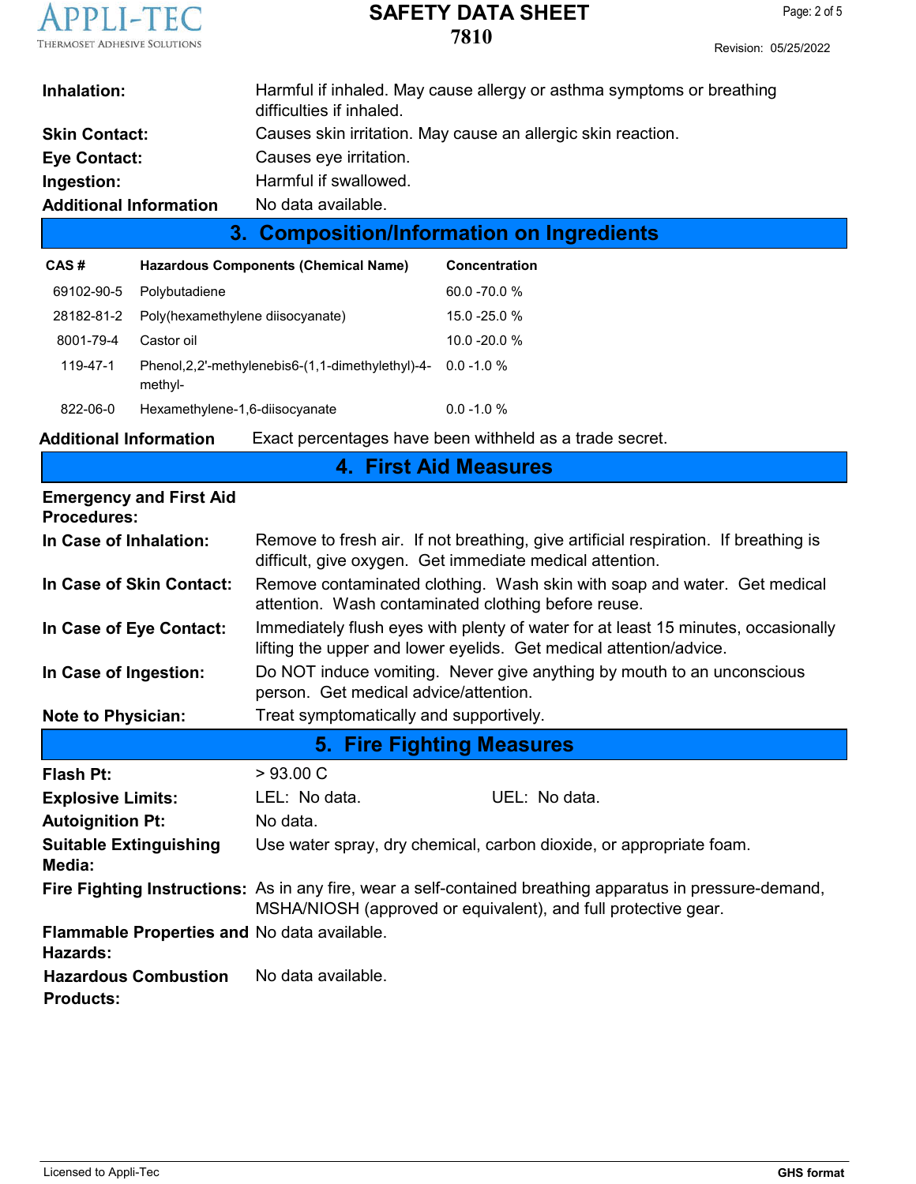**Inhalation:** Harmful if inhaled. May cause allergy or asthma symptoms or breathing difficulties if inhaled.

**Skin Contact:** Causes skin irritation. May cause an allergic skin reaction.

**Eye Contact:** Causes eye irritation.

**Ingestion:** Harmful if swallowed.

**Additional Information** No data available.

## 3. Composition/Information on Ingredients

| CAS # | Hazardous Components (Chemical Name) | Concentration |
|---|---|---|
| 69102-90-5 | Polybutadiene | 60.0 -70.0 % |
| 28182-81-2 | Poly(hexamethylene diisocyanate) | 15.0 -25.0 % |
| 8001-79-4 | Castor oil | 10.0 -20.0 % |
| 119-47-1 | Phenol,2,2'-methylenebis6-(1,1-dimethylethyl)-4-methyl- | 0.0 -1.0 % |
| 822-06-0 | Hexamethylene-1,6-diisocyanate | 0.0 -1.0 % |

**Additional Information** Exact percentages have been withheld as a trade secret.

## 4. First Aid Measures

**Emergency and First Aid Procedures:**

**In Case of Inhalation:** Remove to fresh air. If not breathing, give artificial respiration. If breathing is difficult, give oxygen. Get immediate medical attention.

**In Case of Skin Contact:** Remove contaminated clothing. Wash skin with soap and water. Get medical attention. Wash contaminated clothing before reuse.

**In Case of Eye Contact:** Immediately flush eyes with plenty of water for at least 15 minutes, occasionally lifting the upper and lower eyelids. Get medical attention/advice.

**In Case of Ingestion:** Do NOT induce vomiting. Never give anything by mouth to an unconscious person. Get medical advice/attention.

**Note to Physician:** Treat symptomatically and supportively.

## 5. Fire Fighting Measures

**Flash Pt:** > 93.00 C

**Explosive Limits:** LEL: No data. UEL: No data.

**Autoignition Pt:** No data.

**Suitable Extinguishing Media:** Use water spray, dry chemical, carbon dioxide, or appropriate foam.

**Fire Fighting Instructions:** As in any fire, wear a self-contained breathing apparatus in pressure-demand, MSHA/NIOSH (approved or equivalent), and full protective gear.

**Flammable Properties and Hazards:** No data available.

**Hazardous Combustion Products:** No data available.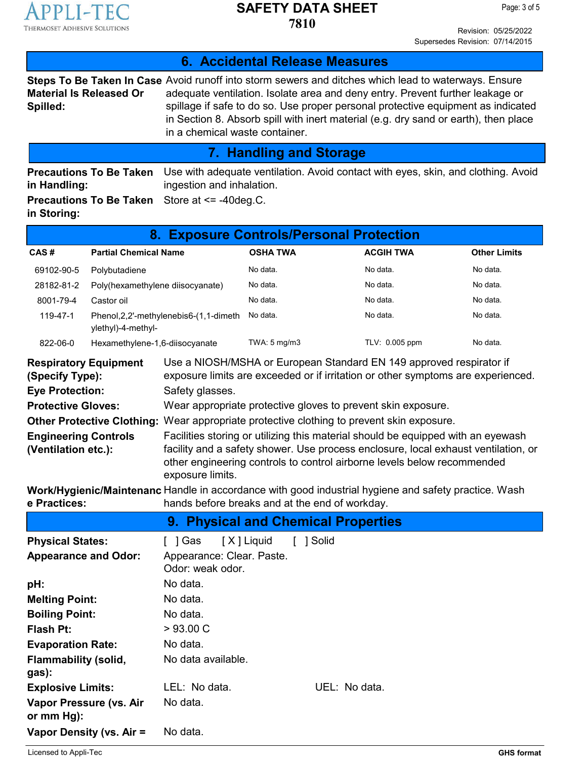## 6. Accidental Release Measures

**Steps To Be Taken In Case Material Is Released Or Spilled:** Avoid runoff into storm sewers and ditches which lead to waterways. Ensure adequate ventilation. Isolate area and deny entry. Prevent further leakage or spillage if safe to do so. Use proper personal protective equipment as indicated in Section 8. Absorb spill with inert material (e.g. dry sand or earth), then place in a chemical waste container.

## 7. Handling and Storage

**Precautions To Be Taken in Handling:** Use with adequate ventilation. Avoid contact with eyes, skin, and clothing. Avoid ingestion and inhalation.

**Precautions To Be Taken in Storing:** Store at <= -40deg.C.

## 8. Exposure Controls/Personal Protection

| CAS # | Partial Chemical Name | OSHA TWA | ACGIH TWA | Other Limits |
|---|---|---|---|---|
| 69102-90-5 | Polybutadiene | No data. | No data. | No data. |
| 28182-81-2 | Poly(hexamethylene diisocyanate) | No data. | No data. | No data. |
| 8001-79-4 | Castor oil | No data. | No data. | No data. |
| 119-47-1 | Phenol,2,2'-methylenebis6-(1,1-dimethylethyl)-4-methyl- | No data. | No data. | No data. |
| 822-06-0 | Hexamethylene-1,6-diisocyanate | TWA: 5 mg/m3 | TLV: 0.005 ppm | No data. |

**Respiratory Equipment (Specify Type):** Use a NIOSH/MSHA or European Standard EN 149 approved respirator if exposure limits are exceeded or if irritation or other symptoms are experienced.

**Eye Protection:** Safety glasses.

**Protective Gloves:** Wear appropriate protective gloves to prevent skin exposure.

**Other Protective Clothing:** Wear appropriate protective clothing to prevent skin exposure.

**Engineering Controls (Ventilation etc.):** Facilities storing or utilizing this material should be equipped with an eyewash facility and a safety shower. Use process enclosure, local exhaust ventilation, or other engineering controls to control airborne levels below recommended exposure limits.

**Work/Hygienic/Maintenance Practices:** Handle in accordance with good industrial hygiene and safety practice. Wash hands before breaks and at the end of workday.

## 9. Physical and Chemical Properties

**Physical States:** [ ] Gas [ X ] Liquid [ ] Solid

**Appearance and Odor:** Appearance: Clear. Paste.
Odor: weak odor.

**pH:** No data.

**Melting Point:** No data.

**Boiling Point:** No data.

**Flash Pt:** > 93.00 C

**Evaporation Rate:** No data.

**Flammability (solid, gas):** No data available.

**Explosive Limits:** LEL: No data. UEL: No data.

**Vapor Pressure (vs. Air or mm Hg):** No data.

**Vapor Density (vs. Air =** No data.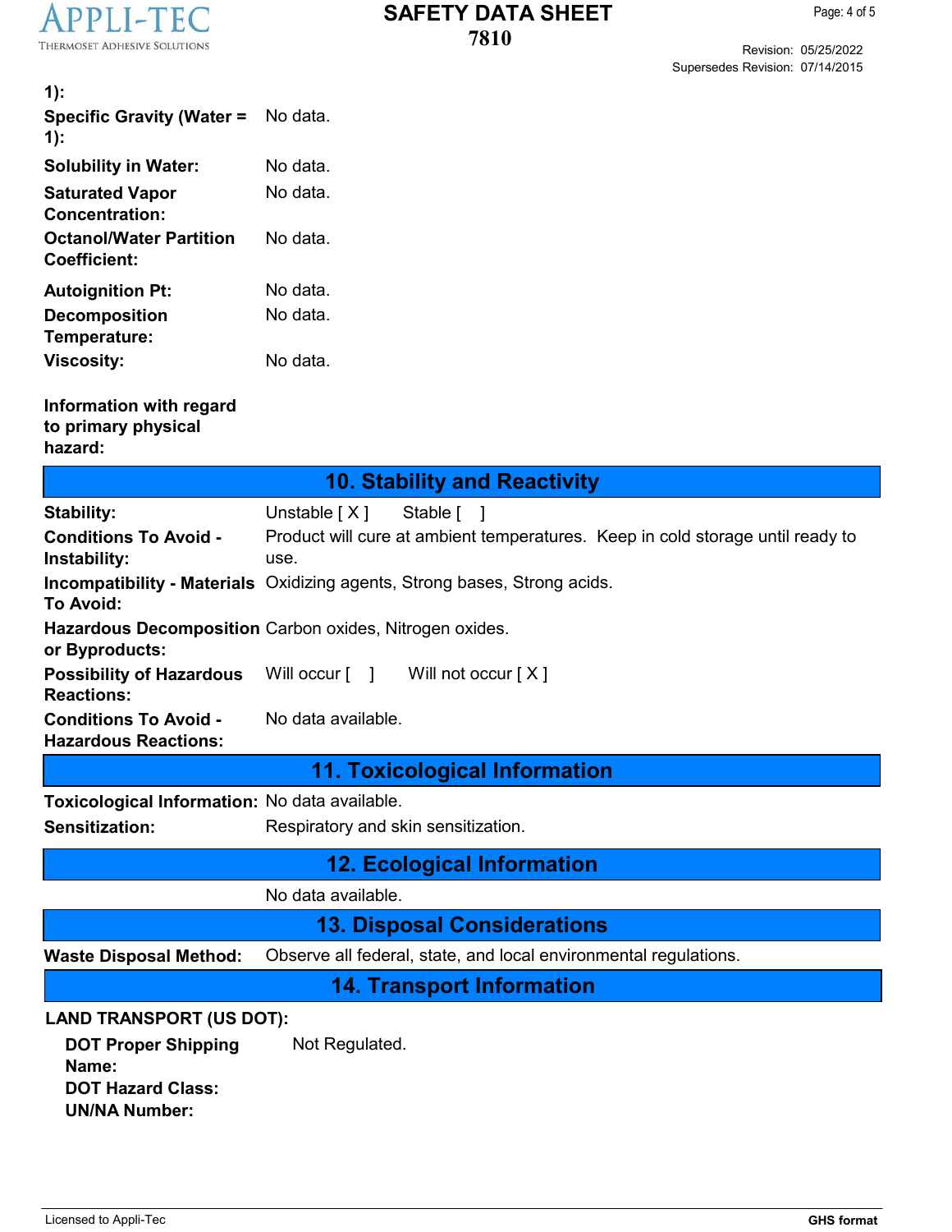| | |
|---|---|
| **1):** | |
| **Specific Gravity (Water = 1):** | No data. |
| **Solubility in Water:** | No data. |
| **Saturated Vapor Concentration:** | No data. |
| **Octanol/Water Partition Coefficient:** | No data. |
| **Autoignition Pt:** | No data. |
| **Decomposition Temperature:** | No data. |
| **Viscosity:** | No data. |
| **Information with regard to primary physical hazard:** | |

## 10. Stability and Reactivity

| | |
|---|---|
| **Stability:** | Unstable [ X ] Stable [ ] |
| **Conditions To Avoid - Instability:** | Product will cure at ambient temperatures. Keep in cold storage until ready to use. |
| **Incompatibility - Materials To Avoid:** | Oxidizing agents, Strong bases, Strong acids. |
| **Hazardous Decomposition or Byproducts:** | Carbon oxides, Nitrogen oxides. |
| **Possibility of Hazardous Reactions:** | Will occur [ ] Will not occur [ X ] |
| **Conditions To Avoid - Hazardous Reactions:** | No data available. |

## 11. Toxicological Information

| | |
|---|---|
| **Toxicological Information:** | No data available. |
| **Sensitization:** | Respiratory and skin sensitization. |

## 12. Ecological Information

No data available.

## 13. Disposal Considerations

**Waste Disposal Method:** Observe all federal, state, and local environmental regulations.

## 14. Transport Information

**LAND TRANSPORT (US DOT):**

| | |
|---|---|
| **DOT Proper Shipping Name:** | Not Regulated. |
| **DOT Hazard Class:** | |
| **UN/NA Number:** | |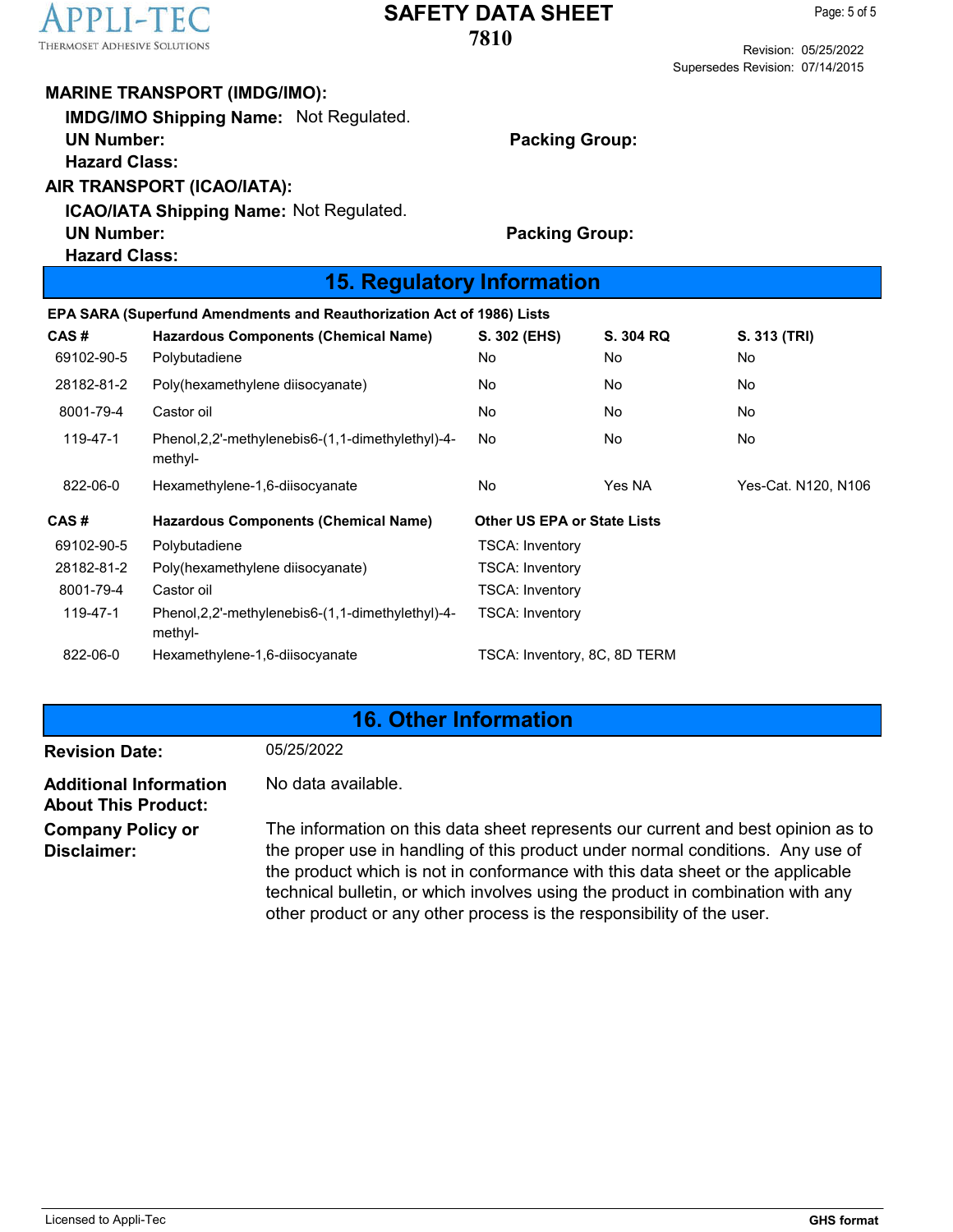**MARINE TRANSPORT (IMDG/IMO):**

**IMDG/IMO Shipping Name:** Not Regulated.

**UN Number:** **Packing Group:**

**Hazard Class:**

**AIR TRANSPORT (ICAO/IATA):**

**ICAO/IATA Shipping Name:** Not Regulated.

**UN Number:** **Packing Group:**

**Hazard Class:**

## 15. Regulatory Information

**EPA SARA (Superfund Amendments and Reauthorization Act of 1986) Lists**

| CAS # | Hazardous Components (Chemical Name) | S. 302 (EHS) | S. 304 RQ | S. 313 (TRI) |
|---|---|---|---|---|
| 69102-90-5 | Polybutadiene | No | No | No |
| 28182-81-2 | Poly(hexamethylene diisocyanate) | No | No | No |
| 8001-79-4 | Castor oil | No | No | No |
| 119-47-1 | Phenol,2,2'-methylenebis6-(1,1-dimethylethyl)-4-methyl- | No | No | No |
| 822-06-0 | Hexamethylene-1,6-diisocyanate | No | Yes NA | Yes-Cat. N120, N106 |

| CAS # | Hazardous Components (Chemical Name) | Other US EPA or State Lists |
|---|---|---|
| 69102-90-5 | Polybutadiene | TSCA: Inventory |
| 28182-81-2 | Poly(hexamethylene diisocyanate) | TSCA: Inventory |
| 8001-79-4 | Castor oil | TSCA: Inventory |
| 119-47-1 | Phenol,2,2'-methylenebis6-(1,1-dimethylethyl)-4-methyl- | TSCA: Inventory |
| 822-06-0 | Hexamethylene-1,6-diisocyanate | TSCA: Inventory, 8C, 8D TERM |

## 16. Other Information

**Revision Date:** 05/25/2022

**Additional Information About This Product:** No data available.

**Company Policy or Disclaimer:** The information on this data sheet represents our current and best opinion as to the proper use in handling of this product under normal conditions. Any use of the product which is not in conformance with this data sheet or the applicable technical bulletin, or which involves using the product in combination with any other product or any other process is the responsibility of the user.